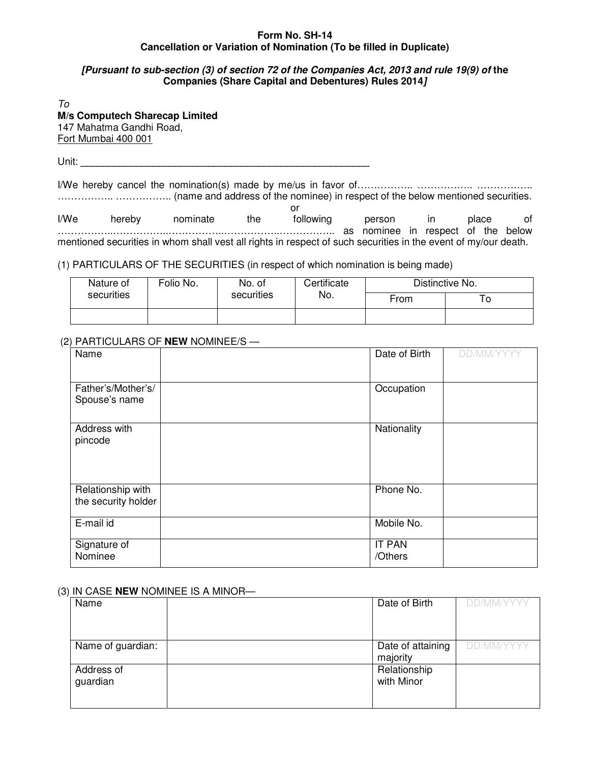**Form No. SH-14**
**Cancellation or Variation of Nomination (To be filled in Duplicate)**

***[Pursuant to sub-section (3) of section 72 of the Companies Act, 2013 and rule 19(9) of the Companies (Share Capital and Debentures) Rules 2014]***

*To*
**M/s Computech Sharecap Limited**
147 Mahatma Gandhi Road,
Fort Mumbai 400 001

Unit: ______________________________________________________

I/We hereby cancel the nomination(s) made by me/us in favor of…………….. …………….. …………….. …………….. …………….. (name and address of the nominee) in respect of the below mentioned securities.

or

I/We hereby nominate the following person in place of ……………..……………..……………..……………..…………….. as nominee in respect of the below mentioned securities in whom shall vest all rights in respect of such securities in the event of my/our death.

(1) PARTICULARS OF THE SECURITIES (in respect of which nomination is being made)

| Nature of securities | Folio No. | No. of securities | Certificate No. | Distinctive No. | |
|---|---|---|---|---|---|
| | | | | From | To |
| | | | | | |

(2) PARTICULARS OF **NEW** NOMINEE/S —

| | | | |
|---|---|---|---|
| Name | | Date of Birth | DD/MM/YYYY |
| Father's/Mother's/ Spouse's name | | Occupation | |
| Address with pincode | | Nationality | |
| Relationship with the security holder | | Phone No. | |
| E-mail id | | Mobile No. | |
| Signature of Nominee | | IT PAN /Others | |

(3) IN CASE **NEW** NOMINEE IS A MINOR—

| | | | |
|---|---|---|---|
| Name | | Date of Birth | DD/MM/YYYY |
| Name of guardian: | | Date of attaining majority | DD/MM/YYYY |
| Address of guardian | | Relationship with Minor | |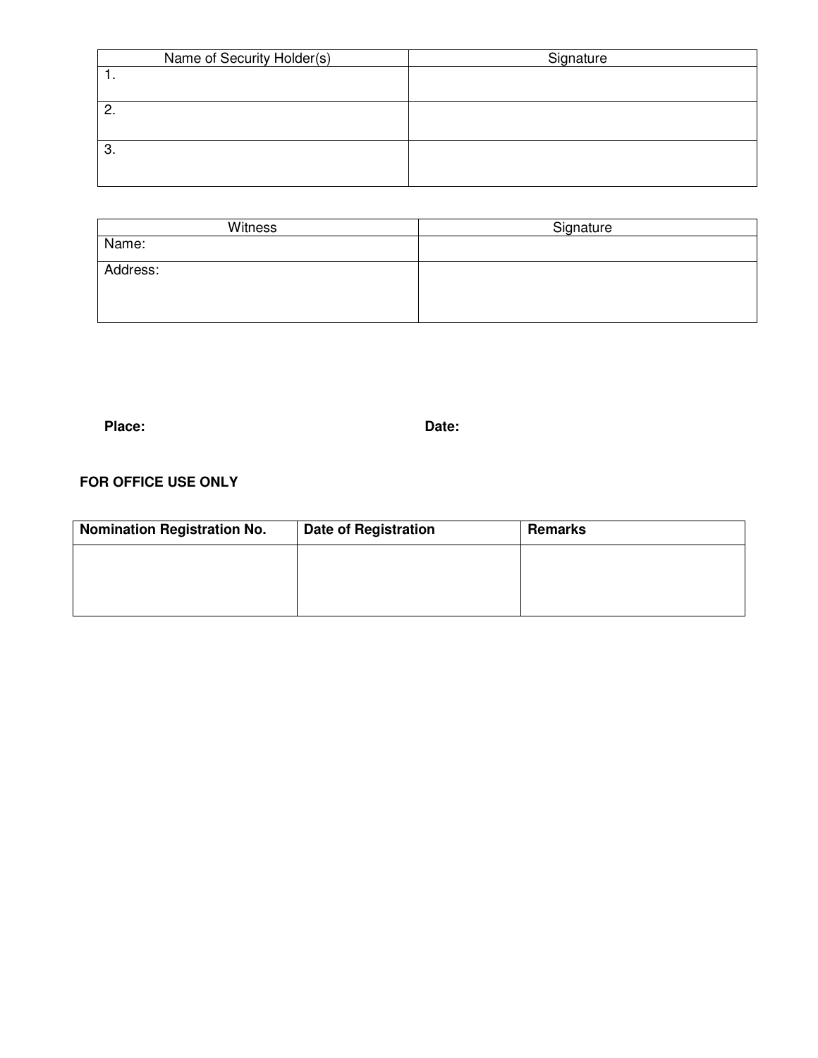| Name of Security Holder(s) | Signature |
|---|---|
| 1. | |
| 2. | |
| 3. | |

| Witness | Signature |
|---|---|
| Name: | |
| Address: | |

**Place:** **Date:**

**FOR OFFICE USE ONLY**

| **Nomination Registration No.** | **Date of Registration** | **Remarks** |
|---|---|---|
| | | |